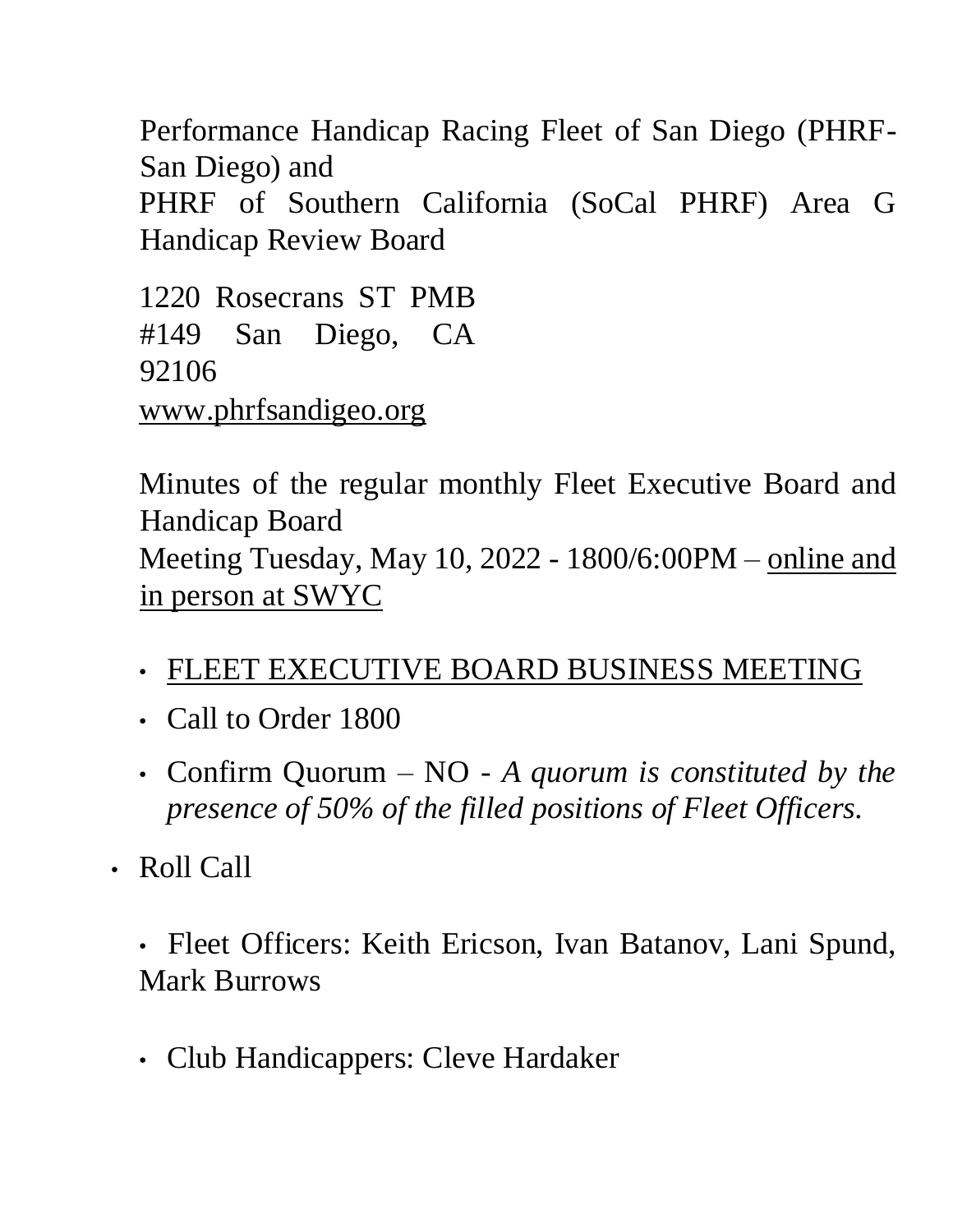Performance Handicap Racing Fleet of San Diego (PHRF-San Diego) and
PHRF of Southern California (SoCal PHRF) Area G Handicap Review Board

1220 Rosecrans ST PMB #149 San Diego, CA 92106
www.phrfsandigeo.org

Minutes of the regular monthly Fleet Executive Board and Handicap Board
Meeting Tuesday, May 10, 2022 - 1800/6:00PM – online and in person at SWYC

- FLEET EXECUTIVE BOARD BUSINESS MEETING
- Call to Order 1800
- Confirm Quorum – NO - *A quorum is constituted by the presence of 50% of the filled positions of Fleet Officers.*

- Roll Call
  - Fleet Officers: Keith Ericson, Ivan Batanov, Lani Spund, Mark Burrows
  - Club Handicappers: Cleve Hardaker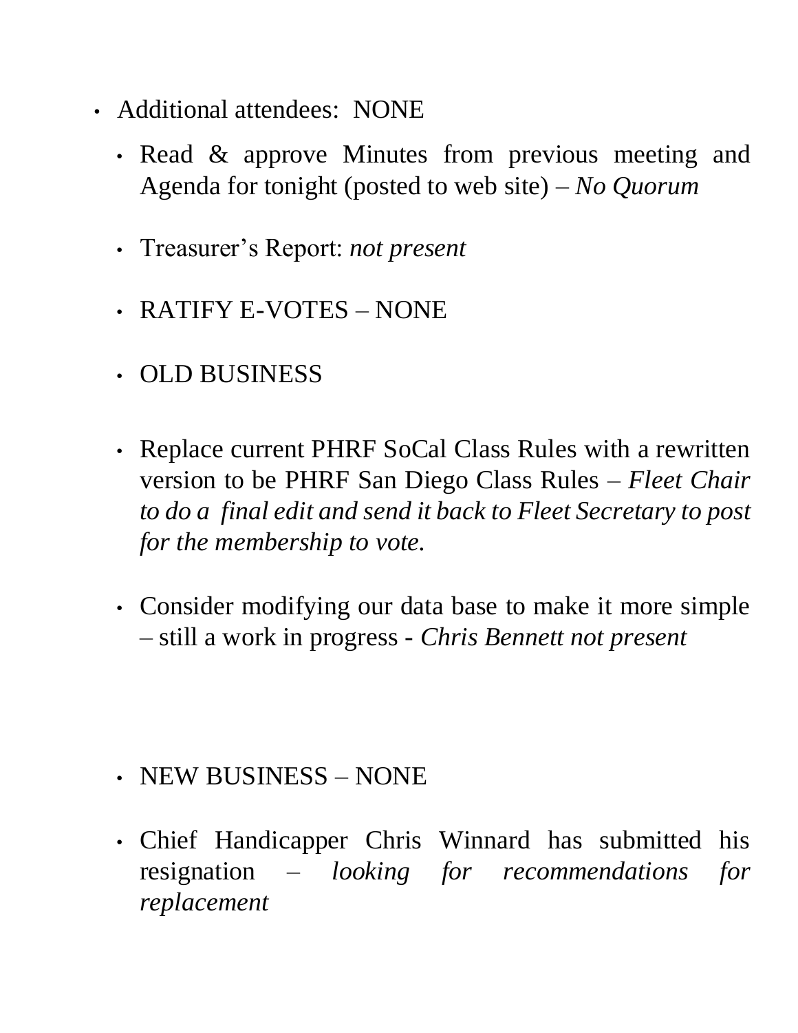- Additional attendees: NONE
  - Read & approve Minutes from previous meeting and Agenda for tonight (posted to web site) – *No Quorum*
  - Treasurer's Report: *not present*
  - RATIFY E-VOTES – NONE
  - OLD BUSINESS
  - Replace current PHRF SoCal Class Rules with a rewritten version to be PHRF San Diego Class Rules – *Fleet Chair to do a final edit and send it back to Fleet Secretary to post for the membership to vote.*
  - Consider modifying our data base to make it more simple – still a work in progress - *Chris Bennett not present*
  - NEW BUSINESS – NONE
  - Chief Handicapper Chris Winnard has submitted his resignation – *looking for recommendations for replacement*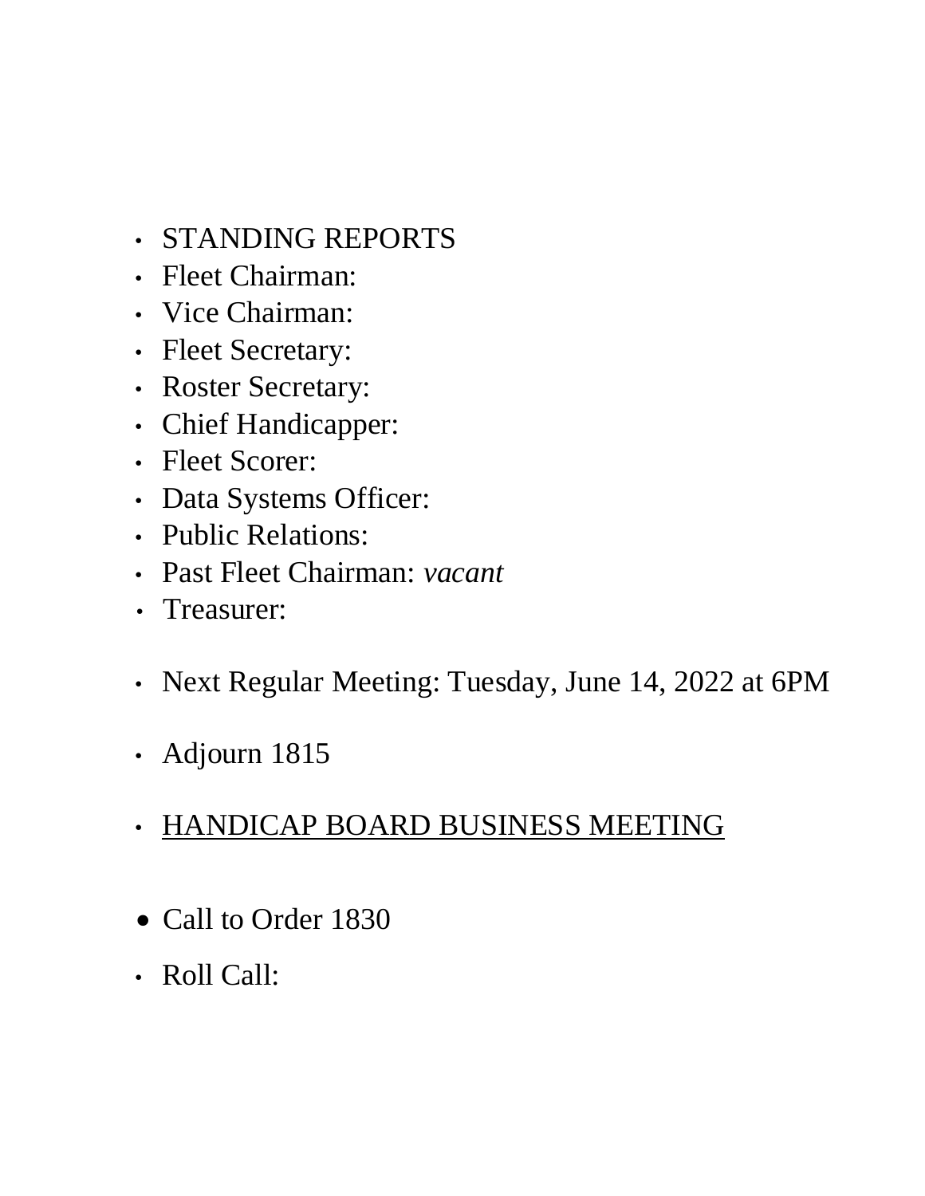- STANDING REPORTS
- Fleet Chairman:
- Vice Chairman:
- Fleet Secretary:
- Roster Secretary:
- Chief Handicapper:
- Fleet Scorer:
- Data Systems Officer:
- Public Relations:
- Past Fleet Chairman: *vacant*
- Treasurer:

- Next Regular Meeting: Tuesday, June 14, 2022 at 6PM

- Adjourn 1815

- <u>HANDICAP BOARD BUSINESS MEETING</u>

- Call to Order 1830

- Roll Call: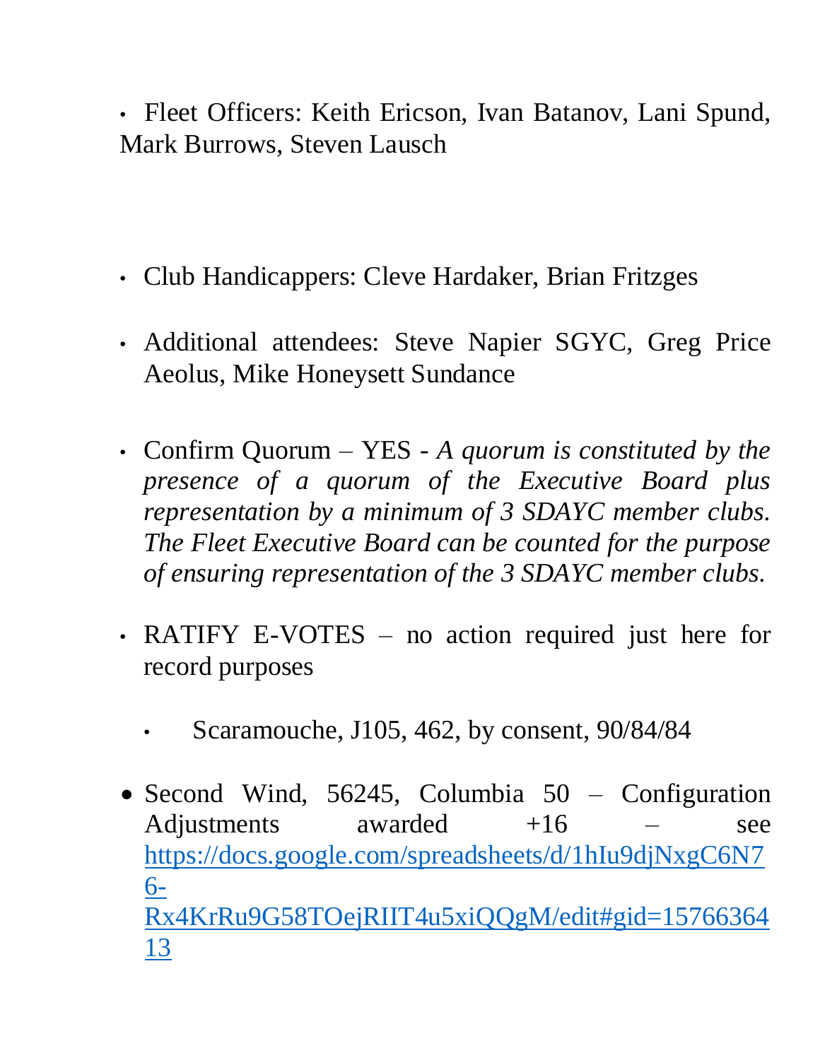- Fleet Officers: Keith Ericson, Ivan Batanov, Lani Spund, Mark Burrows, Steven Lausch

- Club Handicappers: Cleve Hardaker, Brian Fritzges

- Additional attendees: Steve Napier SGYC, Greg Price Aeolus, Mike Honeysett Sundance

- Confirm Quorum – YES - *A quorum is constituted by the presence of a quorum of the Executive Board plus representation by a minimum of 3 SDAYC member clubs. The Fleet Executive Board can be counted for the purpose of ensuring representation of the 3 SDAYC member clubs.*

- RATIFY E-VOTES – no action required just here for record purposes

  - Scaramouche, J105, 462, by consent, 90/84/84

- Second Wind, 56245, Columbia 50 – Configuration Adjustments awarded +16 – see https://docs.google.com/spreadsheets/d/1hIu9djNxgC6N76-Rx4KrRu9G58TOejRIIT4u5xiQQgM/edit#gid=1576636413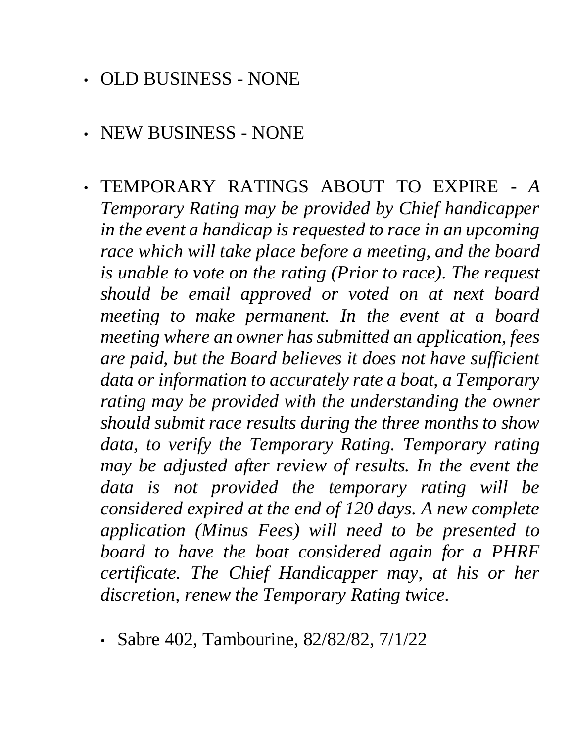- OLD BUSINESS - NONE

- NEW BUSINESS - NONE

- TEMPORARY RATINGS ABOUT TO EXPIRE - *A Temporary Rating may be provided by Chief handicapper in the event a handicap is requested to race in an upcoming race which will take place before a meeting, and the board is unable to vote on the rating (Prior to race). The request should be email approved or voted on at next board meeting to make permanent. In the event at a board meeting where an owner has submitted an application, fees are paid, but the Board believes it does not have sufficient data or information to accurately rate a boat, a Temporary rating may be provided with the understanding the owner should submit race results during the three months to show data, to verify the Temporary Rating. Temporary rating may be adjusted after review of results. In the event the data is not provided the temporary rating will be considered expired at the end of 120 days. A new complete application (Minus Fees) will need to be presented to board to have the boat considered again for a PHRF certificate. The Chief Handicapper may, at his or her discretion, renew the Temporary Rating twice.*

  - Sabre 402, Tambourine, 82/82/82, 7/1/22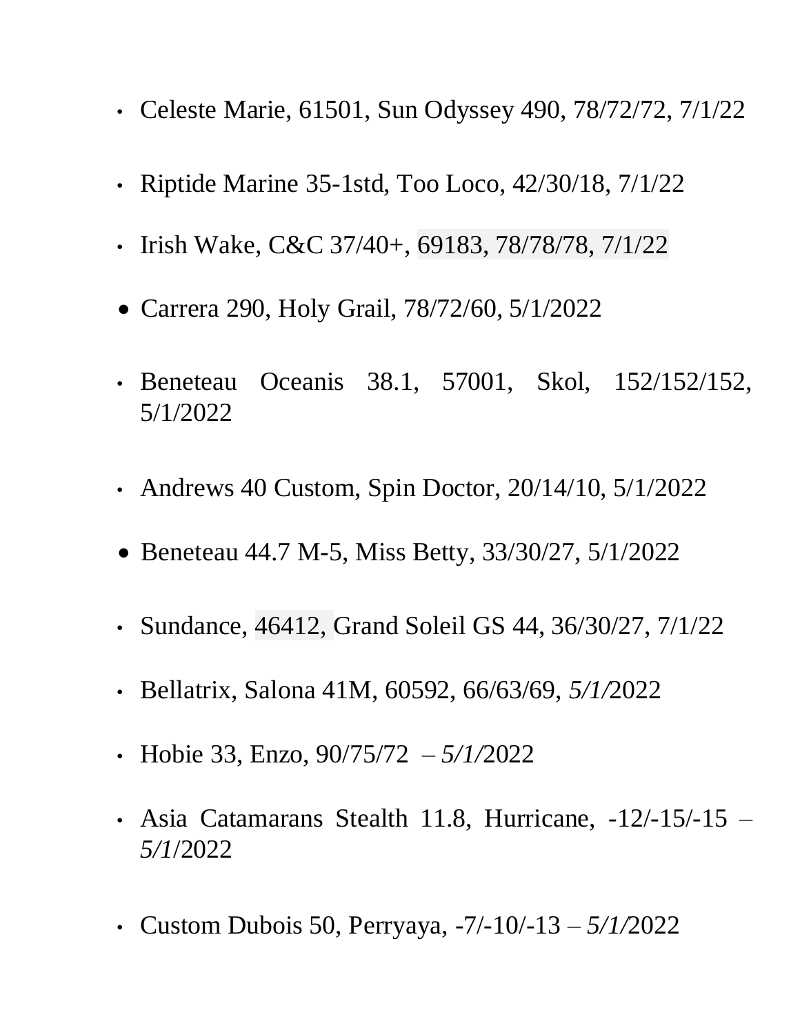- Celeste Marie, 61501, Sun Odyssey 490, 78/72/72, 7/1/22
- Riptide Marine 35-1std, Too Loco, 42/30/18, 7/1/22
- Irish Wake, C&C 37/40+, 69183, 78/78/78, 7/1/22
- Carrera 290, Holy Grail, 78/72/60, 5/1/2022
- Beneteau Oceanis 38.1, 57001, Skol, 152/152/152, 5/1/2022
- Andrews 40 Custom, Spin Doctor, 20/14/10, 5/1/2022
- Beneteau 44.7 M-5, Miss Betty, 33/30/27, 5/1/2022
- Sundance, 46412, Grand Soleil GS 44, 36/30/27, 7/1/22
- Bellatrix, Salona 41M, 60592, 66/63/69, *5/1/*2022
- Hobie 33, Enzo, 90/75/72 – *5/1/*2022
- Asia Catamarans Stealth 11.8, Hurricane, -12/-15/-15 – *5/1*/2022
- Custom Dubois 50, Perryaya, -7/-10/-13 – *5/1/*2022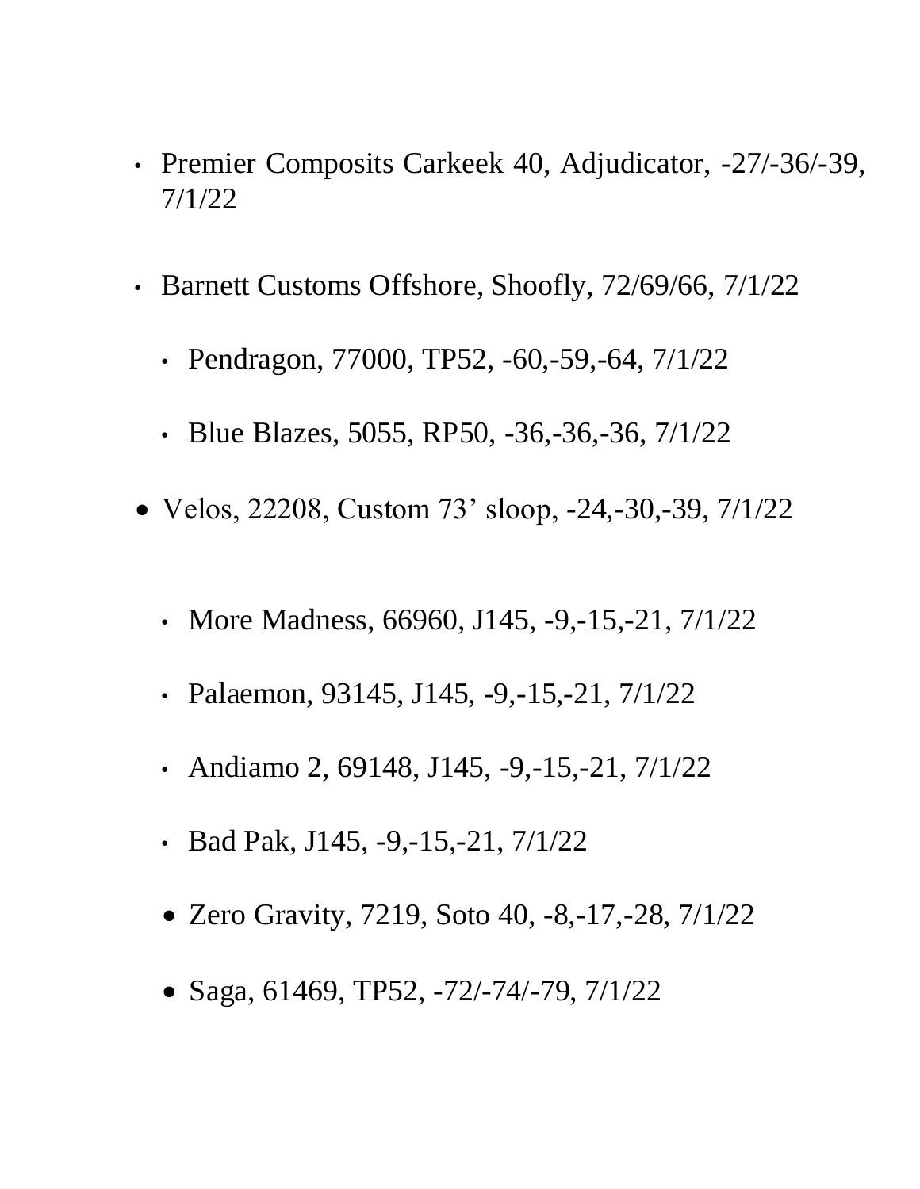- Premier Composits Carkeek 40, Adjudicator, -27/-36/-39, 7/1/22
- Barnett Customs Offshore, Shoofly, 72/69/66, 7/1/22
  - Pendragon, 77000, TP52, -60,-59,-64, 7/1/22
  - Blue Blazes, 5055, RP50, -36,-36,-36, 7/1/22
- Velos, 22208, Custom 73' sloop, -24,-30,-39, 7/1/22
  - More Madness, 66960, J145, -9,-15,-21, 7/1/22
  - Palaemon, 93145, J145, -9,-15,-21, 7/1/22
  - Andiamo 2, 69148, J145, -9,-15,-21, 7/1/22
  - Bad Pak, J145, -9,-15,-21, 7/1/22
  - Zero Gravity, 7219, Soto 40, -8,-17,-28, 7/1/22
  - Saga, 61469, TP52, -72/-74/-79, 7/1/22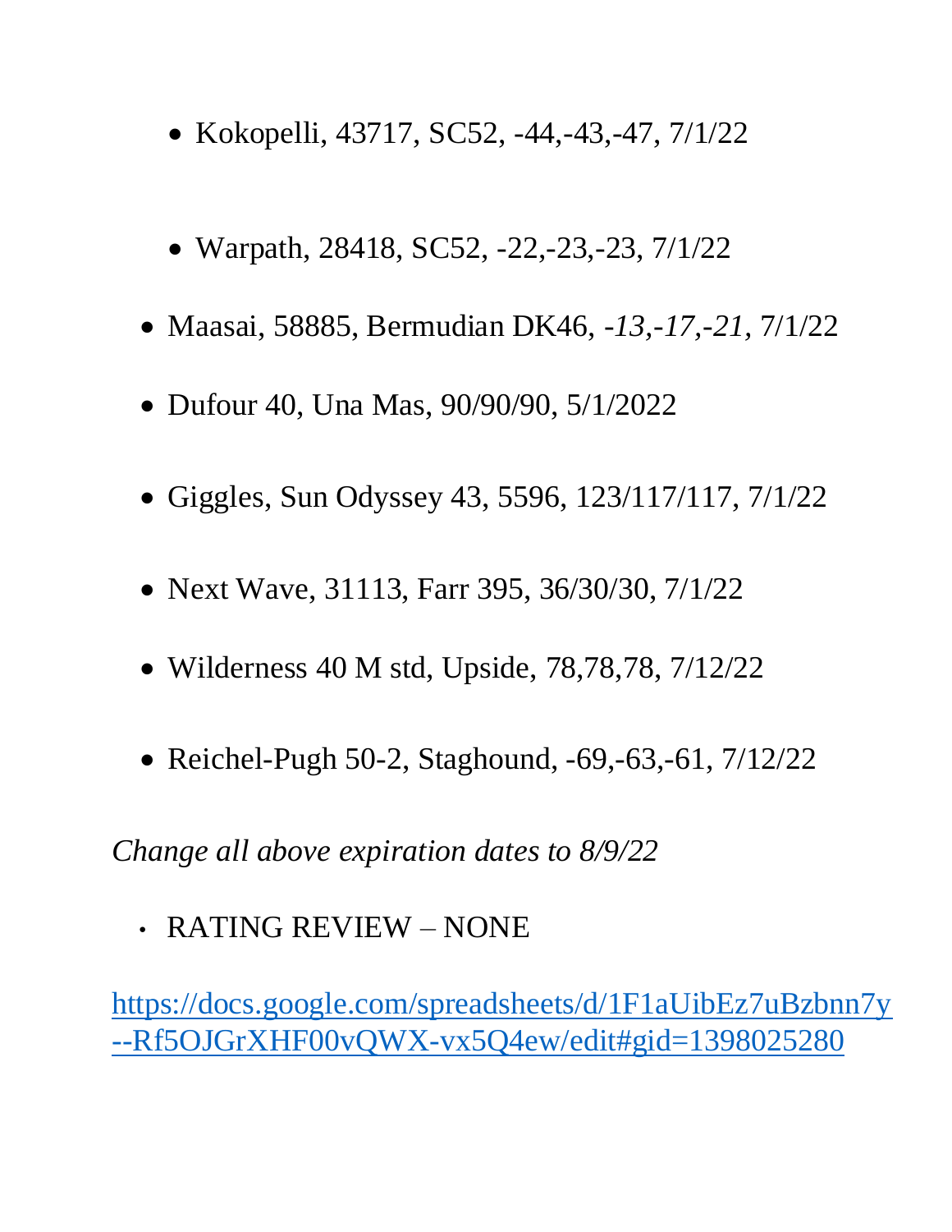- Kokopelli, 43717, SC52, -44,-43,-47, 7/1/22

- Warpath, 28418, SC52, -22,-23,-23, 7/1/22

- Maasai, 58885, Bermudian DK46, *-13,-17,-21*, 7/1/22
- Dufour 40, Una Mas, 90/90/90, 5/1/2022
- Giggles, Sun Odyssey 43, 5596, 123/117/117, 7/1/22
- Next Wave, 31113, Farr 395, 36/30/30, 7/1/22
- Wilderness 40 M std, Upside, 78,78,78, 7/12/22
- Reichel-Pugh 50-2, Staghound, -69,-63,-61, 7/12/22

*Change all above expiration dates to 8/9/22*

- RATING REVIEW – NONE

https://docs.google.com/spreadsheets/d/1F1aUibEz7uBzbnn7y--Rf5OJGrXHF00vQWX-vx5Q4ew/edit#gid=1398025280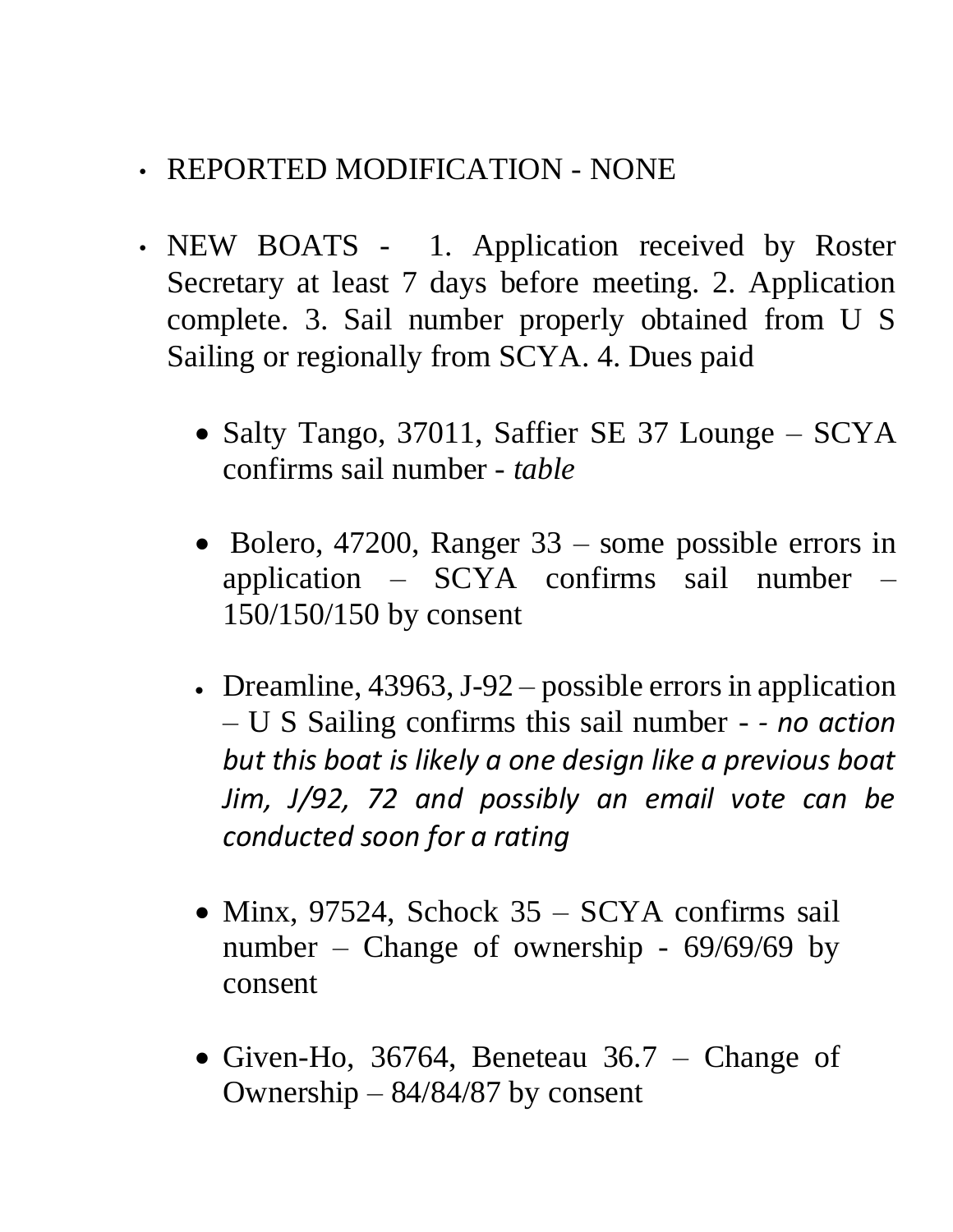- REPORTED MODIFICATION - NONE
- NEW BOATS - 1. Application received by Roster Secretary at least 7 days before meeting. 2. Application complete. 3. Sail number properly obtained from U S Sailing or regionally from SCYA. 4. Dues paid
  - Salty Tango, 37011, Saffier SE 37 Lounge – SCYA confirms sail number - *table*
  - Bolero, 47200, Ranger 33 – some possible errors in application – SCYA confirms sail number – 150/150/150 by consent
  - Dreamline, 43963, J-92 – possible errors in application – U S Sailing confirms this sail number - - *no action but this boat is likely a one design like a previous boat Jim, J/92, 72 and possibly an email vote can be conducted soon for a rating*
  - Minx, 97524, Schock 35 – SCYA confirms sail number – Change of ownership - 69/69/69 by consent
  - Given-Ho, 36764, Beneteau 36.7 – Change of Ownership – 84/84/87 by consent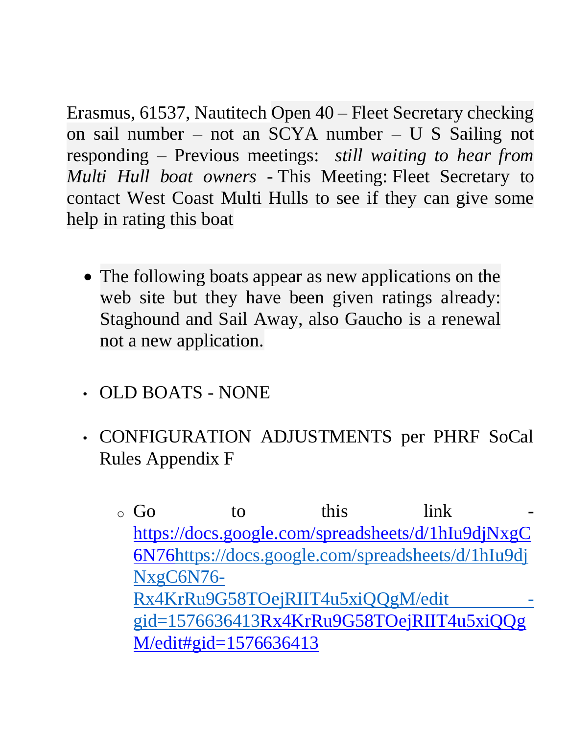Erasmus, 61537, Nautitech Open 40 – Fleet Secretary checking on sail number – not an SCYA number – U S Sailing not responding – Previous meetings: *still waiting to hear from Multi Hull boat owners* - This Meeting: Fleet Secretary to contact West Coast Multi Hulls to see if they can give some help in rating this boat

- The following boats appear as new applications on the web site but they have been given ratings already: Staghound and Sail Away, also Gaucho is a renewal not a new application.

- OLD BOATS - NONE

- CONFIGURATION ADJUSTMENTS per PHRF SoCal Rules Appendix F

  - Go to this link - https://docs.google.com/spreadsheets/d/1hIu9djNxgC6N76https://docs.google.com/spreadsheets/d/1hIu9djNxgC6N76-Rx4KrRu9G58TOejRIIT4u5xiQQgM/edit -gid=1576636413Rx4KrRu9G58TOejRIIT4u5xiQQgM/edit#gid=1576636413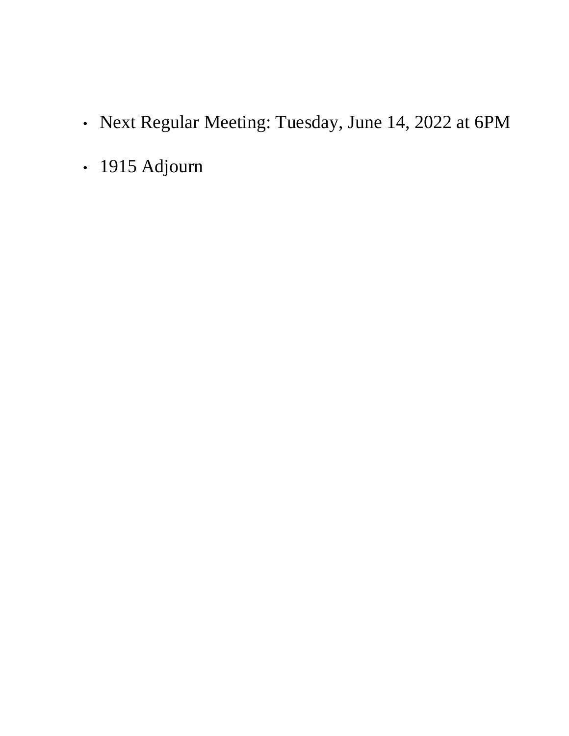- Next Regular Meeting: Tuesday, June 14, 2022 at 6PM
- 1915 Adjourn